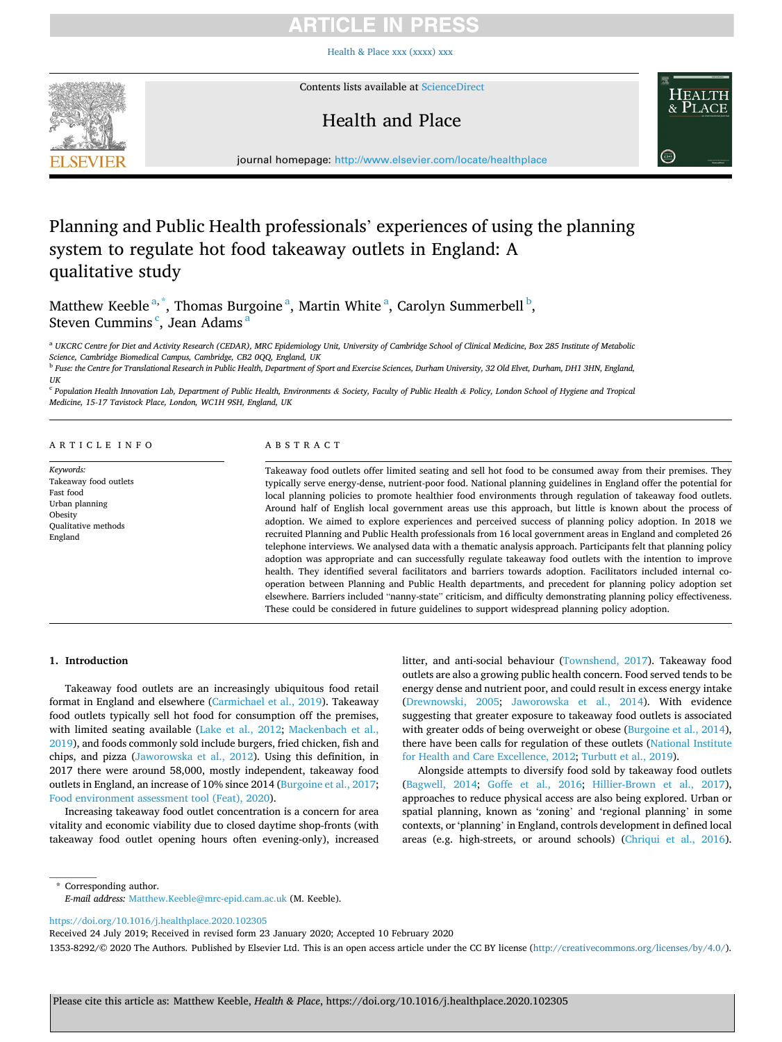# Planning and Public Health professionals' experiences of using the planning system to regulate hot food takeaway outlets in England: A qualitative study

Matthew Keeble [a,*], Thomas Burgoine [a], Martin White [a], Carolyn Summerbell [b], Steven Cummins [c], Jean Adams [a]

[a] UKCRC Centre for Diet and Activity Research (CEDAR), MRC Epidemiology Unit, University of Cambridge School of Clinical Medicine, Box 285 Institute of Metabolic Science, Cambridge Biomedical Campus, Cambridge, CB2 0QQ, England, UK

[b] Fuse: the Centre for Translational Research in Public Health, Department of Sport and Exercise Sciences, Durham University, 32 Old Elvet, Durham, DH1 3HN, England, UK

[c] Population Health Innovation Lab, Department of Public Health, Environments & Society, Faculty of Public Health & Policy, London School of Hygiene and Tropical Medicine, 15-17 Tavistock Place, London, WC1H 9SH, England, UK

**ARTICLE INFO**

*Keywords:*
Takeaway food outlets
Fast food
Urban planning
Obesity
Qualitative methods
England

**ABSTRACT**

Takeaway food outlets offer limited seating and sell hot food to be consumed away from their premises. They typically serve energy-dense, nutrient-poor food. National planning guidelines in England offer the potential for local planning policies to promote healthier food environments through regulation of takeaway food outlets. Around half of English local government areas use this approach, but little is known about the process of adoption. We aimed to explore experiences and perceived success of planning policy adoption. In 2018 we recruited Planning and Public Health professionals from 16 local government areas in England and completed 26 telephone interviews. We analysed data with a thematic analysis approach. Participants felt that planning policy adoption was appropriate and can successfully regulate takeaway food outlets with the intention to improve health. They identified several facilitators and barriers towards adoption. Facilitators included internal co-operation between Planning and Public Health departments, and precedent for planning policy adoption set elsewhere. Barriers included "nanny-state" criticism, and difficulty demonstrating planning policy effectiveness. These could be considered in future guidelines to support widespread planning policy adoption.

## 1. Introduction

Takeaway food outlets are an increasingly ubiquitous food retail format in England and elsewhere (Carmichael et al., 2019). Takeaway food outlets typically sell hot food for consumption off the premises, with limited seating available (Lake et al., 2012; Mackenbach et al., 2019), and foods commonly sold include burgers, fried chicken, fish and chips, and pizza (Jaworowska et al., 2012). Using this definition, in 2017 there were around 58,000, mostly independent, takeaway food outlets in England, an increase of 10% since 2014 (Burgoine et al., 2017; Food environment assessment tool (Feat), 2020).

Increasing takeaway food outlet concentration is a concern for area vitality and economic viability due to closed daytime shop-fronts (with takeaway food outlet opening hours often evening-only), increased litter, and anti-social behaviour (Townshend, 2017). Takeaway food outlets are also a growing public health concern. Food served tends to be energy dense and nutrient poor, and could result in excess energy intake (Drewnowski, 2005; Jaworowska et al., 2014). With evidence suggesting that greater exposure to takeaway food outlets is associated with greater odds of being overweight or obese (Burgoine et al., 2014), there have been calls for regulation of these outlets (National Institute for Health and Care Excellence, 2012; Turbutt et al., 2019).

Alongside attempts to diversify food sold by takeaway food outlets (Bagwell, 2014; Goffe et al., 2016; Hillier-Brown et al., 2017), approaches to reduce physical access are also being explored. Urban or spatial planning, known as 'zoning' and 'regional planning' in some contexts, or 'planning' in England, controls development in defined local areas (e.g. high-streets, or around schools) (Chriqui et al., 2016).

\* Corresponding author.
*E-mail address:* Matthew.Keeble@mrc-epid.cam.ac.uk (M. Keeble).

https://doi.org/10.1016/j.healthplace.2020.102305
Received 24 July 2019; Received in revised form 23 January 2020; Accepted 10 February 2020
1353-8292/© 2020 The Authors. Published by Elsevier Ltd. This is an open access article under the CC BY license (http://creativecommons.org/licenses/by/4.0/).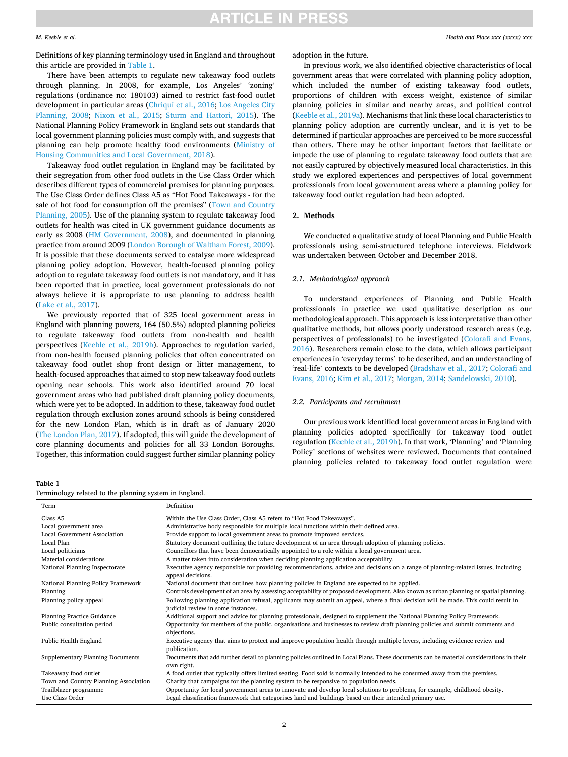Definitions of key planning terminology used in England and throughout this article are provided in Table 1.

There have been attempts to regulate new takeaway food outlets through planning. In 2008, for example, Los Angeles' 'zoning' regulations (ordinance no: 180103) aimed to restrict fast-food outlet development in particular areas (Chriqui et al., 2016; Los Angeles City Planning, 2008; Nixon et al., 2015; Sturm and Hattori, 2015). The National Planning Policy Framework in England sets out standards that local government planning policies must comply with, and suggests that planning can help promote healthy food environments (Ministry of Housing Communities and Local Government, 2018).

Takeaway food outlet regulation in England may be facilitated by their segregation from other food outlets in the Use Class Order which describes different types of commercial premises for planning purposes. The Use Class Order defines Class A5 as "Hot Food Takeaways - for the sale of hot food for consumption off the premises" (Town and Country Planning, 2005). Use of the planning system to regulate takeaway food outlets for health was cited in UK government guidance documents as early as 2008 (HM Government, 2008), and documented in planning practice from around 2009 (London Borough of Waltham Forest, 2009). It is possible that these documents served to catalyse more widespread planning policy adoption. However, health-focused planning policy adoption to regulate takeaway food outlets is not mandatory, and it has been reported that in practice, local government professionals do not always believe it is appropriate to use planning to address health (Lake et al., 2017).

We previously reported that of 325 local government areas in England with planning powers, 164 (50.5%) adopted planning policies to regulate takeaway food outlets from non-health and health perspectives (Keeble et al., 2019b). Approaches to regulation varied, from non-health focused planning policies that often concentrated on takeaway food outlet shop front design or litter management, to health-focused approaches that aimed to stop new takeaway food outlets opening near schools. This work also identified around 70 local government areas who had published draft planning policy documents, which were yet to be adopted. In addition to these, takeaway food outlet regulation through exclusion zones around schools is being considered for the new London Plan, which is in draft as of January 2020 (The London Plan, 2017). If adopted, this will guide the development of core planning documents and policies for all 33 London Boroughs. Together, this information could suggest further similar planning policy adoption in the future.

In previous work, we also identified objective characteristics of local government areas that were correlated with planning policy adoption, which included the number of existing takeaway food outlets, proportions of children with excess weight, existence of similar planning policies in similar and nearby areas, and political control (Keeble et al., 2019a). Mechanisms that link these local characteristics to planning policy adoption are currently unclear, and it is yet to be determined if particular approaches are perceived to be more successful than others. There may be other important factors that facilitate or impede the use of planning to regulate takeaway food outlets that are not easily captured by objectively measured local characteristics. In this study we explored experiences and perspectives of local government professionals from local government areas where a planning policy for takeaway food outlet regulation had been adopted.

## 2. Methods

We conducted a qualitative study of local Planning and Public Health professionals using semi-structured telephone interviews. Fieldwork was undertaken between October and December 2018.

### 2.1. Methodological approach

To understand experiences of Planning and Public Health professionals in practice we used qualitative description as our methodological approach. This approach is less interpretative than other qualitative methods, but allows poorly understood research areas (e.g. perspectives of professionals) to be investigated (Colorafi and Evans, 2016). Researchers remain close to the data, which allows participant experiences in 'everyday terms' to be described, and an understanding of 'real-life' contexts to be developed (Bradshaw et al., 2017; Colorafi and Evans, 2016; Kim et al., 2017; Morgan, 2014; Sandelowski, 2010).

### 2.2. Participants and recruitment

Our previous work identified local government areas in England with planning policies adopted specifically for takeaway food outlet regulation (Keeble et al., 2019b). In that work, 'Planning' and 'Planning Policy' sections of websites were reviewed. Documents that contained planning policies related to takeaway food outlet regulation were

**Table 1**
Terminology related to the planning system in England.

| Term | Definition |
|---|---|
| Class A5 | Within the Use Class Order, Class A5 refers to "Hot Food Takeaways". |
| Local government area | Administrative body responsible for multiple local functions within their defined area. |
| Local Government Association | Provide support to local government areas to promote improved services. |
| Local Plan | Statutory document outlining the future development of an area through adoption of planning policies. |
| Local politicians | Councillors that have been democratically appointed to a role within a local government area. |
| Material considerations | A matter taken into consideration when deciding planning application acceptability. |
| National Planning Inspectorate | Executive agency responsible for providing recommendations, advice and decisions on a range of planning-related issues, including appeal decisions. |
| National Planning Policy Framework | National document that outlines how planning policies in England are expected to be applied. |
| Planning | Controls development of an area by assessing acceptability of proposed development. Also known as urban planning or spatial planning. |
| Planning policy appeal | Following planning application refusal, applicants may submit an appeal, where a final decision will be made. This could result in judicial review in some instances. |
| Planning Practice Guidance | Additional support and advice for planning professionals, designed to supplement the National Planning Policy Framework. |
| Public consultation period | Opportunity for members of the public, organisations and businesses to review draft planning policies and submit comments and objections. |
| Public Health England | Executive agency that aims to protect and improve population health through multiple levers, including evidence review and publication. |
| Supplementary Planning Documents | Documents that add further detail to planning policies outlined in Local Plans. These documents can be material considerations in their own right. |
| Takeaway food outlet | A food outlet that typically offers limited seating. Food sold is normally intended to be consumed away from the premises. |
| Town and Country Planning Association | Charity that campaigns for the planning system to be responsive to population needs. |
| Trailblazer programme | Opportunity for local government areas to innovate and develop local solutions to problems, for example, childhood obesity. |
| Use Class Order | Legal classification framework that categorises land and buildings based on their intended primary use. |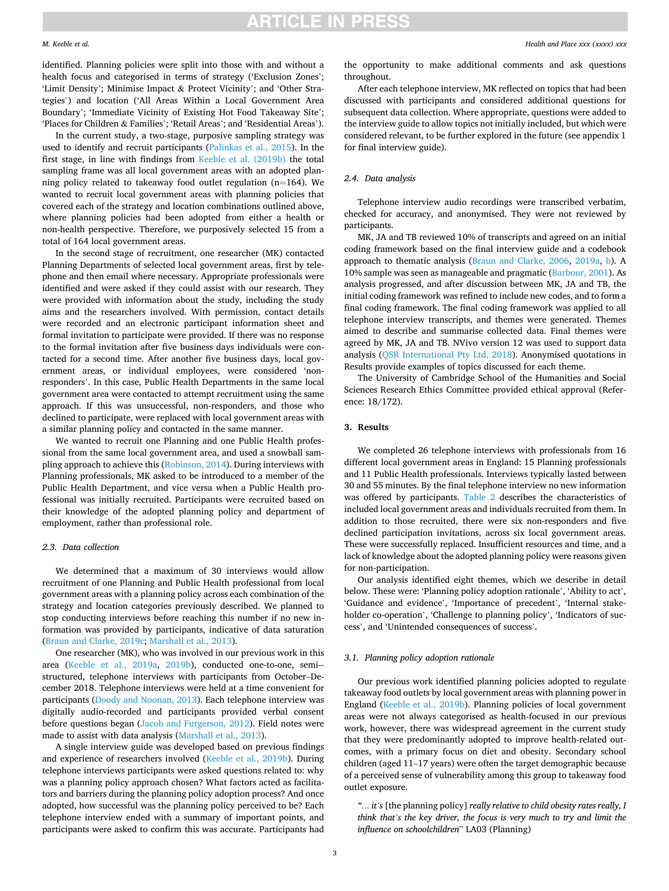identified. Planning policies were split into those with and without a health focus and categorised in terms of strategy ('Exclusion Zones'; 'Limit Density'; 'Minimise Impact & Protect Vicinity'; and 'Other Strategies') and location ('All Areas Within a Local Government Area Boundary'; 'Immediate Vicinity of Existing Hot Food Takeaway Site'; 'Places for Children & Families'; 'Retail Areas'; and 'Residential Areas').

In the current study, a two-stage, purposive sampling strategy was used to identify and recruit participants (Palinkas et al., 2015). In the first stage, in line with findings from Keeble et al. (2019b) the total sampling frame was all local government areas with an adopted planning policy related to takeaway food outlet regulation (n=164). We wanted to recruit local government areas with planning policies that covered each of the strategy and location combinations outlined above, where planning policies had been adopted from either a health or non-health perspective. Therefore, we purposively selected 15 from a total of 164 local government areas.

In the second stage of recruitment, one researcher (MK) contacted Planning Departments of selected local government areas, first by telephone and then email where necessary. Appropriate professionals were identified and were asked if they could assist with our research. They were provided with information about the study, including the study aims and the researchers involved. With permission, contact details were recorded and an electronic participant information sheet and formal invitation to participate were provided. If there was no response to the formal invitation after five business days individuals were contacted for a second time. After another five business days, local government areas, or individual employees, were considered 'non-responders'. In this case, Public Health Departments in the same local government area were contacted to attempt recruitment using the same approach. If this was unsuccessful, non-responders, and those who declined to participate, were replaced with local government areas with a similar planning policy and contacted in the same manner.

We wanted to recruit one Planning and one Public Health professional from the same local government area, and used a snowball sampling approach to achieve this (Robinson, 2014). During interviews with Planning professionals, MK asked to be introduced to a member of the Public Health Department, and vice versa when a Public Health professional was initially recruited. Participants were recruited based on their knowledge of the adopted planning policy and department of employment, rather than professional role.

### 2.3. Data collection

We determined that a maximum of 30 interviews would allow recruitment of one Planning and Public Health professional from local government areas with a planning policy across each combination of the strategy and location categories previously described. We planned to stop conducting interviews before reaching this number if no new information was provided by participants, indicative of data saturation (Braun and Clarke, 2019c; Marshall et al., 2013).

One researcher (MK), who was involved in our previous work in this area (Keeble et al., 2019a, 2019b), conducted one-to-one, semi-structured, telephone interviews with participants from October–December 2018. Telephone interviews were held at a time convenient for participants (Doody and Noonan, 2013). Each telephone interview was digitally audio-recorded and participants provided verbal consent before questions began (Jacob and Furgerson, 2012). Field notes were made to assist with data analysis (Marshall et al., 2013).

A single interview guide was developed based on previous findings and experience of researchers involved (Keeble et al., 2019b). During telephone interviews participants were asked questions related to: why was a planning policy approach chosen? What factors acted as facilitators and barriers during the planning policy adoption process? And once adopted, how successful was the planning policy perceived to be? Each telephone interview ended with a summary of important points, and participants were asked to confirm this was accurate. Participants had the opportunity to make additional comments and ask questions throughout.

After each telephone interview, MK reflected on topics that had been discussed with participants and considered additional questions for subsequent data collection. Where appropriate, questions were added to the interview guide to allow topics not initially included, but which were considered relevant, to be further explored in the future (see appendix 1 for final interview guide).

### 2.4. Data analysis

Telephone interview audio recordings were transcribed verbatim, checked for accuracy, and anonymised. They were not reviewed by participants.

MK, JA and TB reviewed 10% of transcripts and agreed on an initial coding framework based on the final interview guide and a codebook approach to thematic analysis (Braun and Clarke, 2006, 2019a, b). A 10% sample was seen as manageable and pragmatic (Barbour, 2001). As analysis progressed, and after discussion between MK, JA and TB, the initial coding framework was refined to include new codes, and to form a final coding framework. The final coding framework was applied to all telephone interview transcripts, and themes were generated. Themes aimed to describe and summarise collected data. Final themes were agreed by MK, JA and TB. NVivo version 12 was used to support data analysis (QSR International Pty Ltd, 2018). Anonymised quotations in Results provide examples of topics discussed for each theme.

The University of Cambridge School of the Humanities and Social Sciences Research Ethics Committee provided ethical approval (Reference: 18/172).

## 3. Results

We completed 26 telephone interviews with professionals from 16 different local government areas in England: 15 Planning professionals and 11 Public Health professionals. Interviews typically lasted between 30 and 55 minutes. By the final telephone interview no new information was offered by participants. Table 2 describes the characteristics of included local government areas and individuals recruited from them. In addition to those recruited, there were six non-responders and five declined participation invitations, across six local government areas. These were successfully replaced. Insufficient resources and time, and a lack of knowledge about the adopted planning policy were reasons given for non-participation.

Our analysis identified eight themes, which we describe in detail below. These were: 'Planning policy adoption rationale', 'Ability to act', 'Guidance and evidence', 'Importance of precedent', 'Internal stakeholder co-operation', 'Challenge to planning policy', 'Indicators of success', and 'Unintended consequences of success'.

### 3.1. Planning policy adoption rationale

Our previous work identified planning policies adopted to regulate takeaway food outlets by local government areas with planning power in England (Keeble et al., 2019b). Planning policies of local government areas were not always categorised as health-focused in our previous work, however, there was widespread agreement in the current study that they were predominantly adopted to improve health-related outcomes, with a primary focus on diet and obesity. Secondary school children (aged 11–17 years) were often the target demographic because of a perceived sense of vulnerability among this group to takeaway food outlet exposure.

> "… *it's* [the planning policy] *really relative to child obesity rates really, I think that's the key driver, the focus is very much to try and limit the influence on schoolchildren*" LA03 (Planning)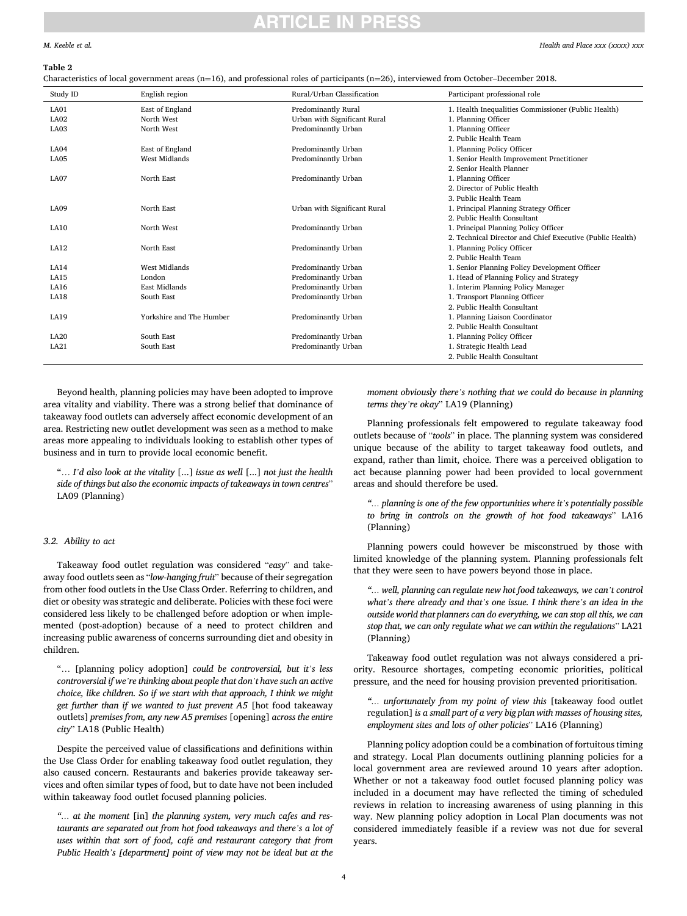**Table 2**

Characteristics of local government areas (n=16), and professional roles of participants (n=26), interviewed from October–December 2018.

| Study ID | English region | Rural/Urban Classification | Participant professional role |
|---|---|---|---|
| LA01 | East of England | Predominantly Rural | 1. Health Inequalities Commissioner (Public Health) |
| LA02 | North West | Urban with Significant Rural | 1. Planning Officer |
| LA03 | North West | Predominantly Urban | 1. Planning Officer<br>2. Public Health Team |
| LA04 | East of England | Predominantly Urban | 1. Planning Policy Officer |
| LA05 | West Midlands | Predominantly Urban | 1. Senior Health Improvement Practitioner<br>2. Senior Health Planner |
| LA07 | North East | Predominantly Urban | 1. Planning Officer<br>2. Director of Public Health<br>3. Public Health Team |
| LA09 | North East | Urban with Significant Rural | 1. Principal Planning Strategy Officer<br>2. Public Health Consultant |
| LA10 | North West | Predominantly Urban | 1. Principal Planning Policy Officer<br>2. Technical Director and Chief Executive (Public Health) |
| LA12 | North East | Predominantly Urban | 1. Planning Policy Officer<br>2. Public Health Team |
| LA14 | West Midlands | Predominantly Urban | 1. Senior Planning Policy Development Officer |
| LA15 | London | Predominantly Urban | 1. Head of Planning Policy and Strategy |
| LA16 | East Midlands | Predominantly Urban | 1. Interim Planning Policy Manager |
| LA18 | South East | Predominantly Urban | 1. Transport Planning Officer<br>2. Public Health Consultant |
| LA19 | Yorkshire and The Humber | Predominantly Urban | 1. Planning Liaison Coordinator<br>2. Public Health Consultant |
| LA20 | South East | Predominantly Urban | 1. Planning Policy Officer |
| LA21 | South East | Predominantly Urban | 1. Strategic Health Lead<br>2. Public Health Consultant |

Beyond health, planning policies may have been adopted to improve area vitality and viability. There was a strong belief that dominance of takeaway food outlets can adversely affect economic development of an area. Restricting new outlet development was seen as a method to make areas more appealing to individuals looking to establish other types of business and in turn to provide local economic benefit.

> "*… I'd also look at the vitality* [...] *issue as well* [...] *not just the health side of things but also the economic impacts of takeaways in town centres*" LA09 (Planning)

### 3.2. Ability to act

Takeaway food outlet regulation was considered "*easy*" and takeaway food outlets seen as "*low-hanging fruit*" because of their segregation from other food outlets in the Use Class Order. Referring to children, and diet or obesity was strategic and deliberate. Policies with these foci were considered less likely to be challenged before adoption or when implemented (post-adoption) because of a need to protect children and increasing public awareness of concerns surrounding diet and obesity in children.

> "… [planning policy adoption] *could be controversial, but it's less controversial if we're thinking about people that don't have such an active choice, like children. So if we start with that approach, I think we might get further than if we wanted to just prevent A5* [hot food takeaway outlets] *premises from, any new A5 premises* [opening] *across the entire city*" LA18 (Public Health)

Despite the perceived value of classifications and definitions within the Use Class Order for enabling takeaway food outlet regulation, they also caused concern. Restaurants and bakeries provide takeaway services and often similar types of food, but to date have not been included within takeaway food outlet focused planning policies.

> *"… at the moment* [in] *the planning system, very much cafes and restaurants are separated out from hot food takeaways and there's a lot of uses within that sort of food, café and restaurant category that from Public Health's [department] point of view may not be ideal but at the moment obviously there's nothing that we could do because in planning terms they're okay*" LA19 (Planning)

Planning professionals felt empowered to regulate takeaway food outlets because of "*tools*" in place. The planning system was considered unique because of the ability to target takeaway food outlets, and expand, rather than limit, choice. There was a perceived obligation to act because planning power had been provided to local government areas and should therefore be used.

> *"… planning is one of the few opportunities where it's potentially possible to bring in controls on the growth of hot food takeaways*" LA16 (Planning)

Planning powers could however be misconstrued by those with limited knowledge of the planning system. Planning professionals felt that they were seen to have powers beyond those in place.

> *"… well, planning can regulate new hot food takeaways, we can't control what's there already and that's one issue. I think there's an idea in the outside world that planners can do everything, we can stop all this, we can stop that, we can only regulate what we can within the regulations*" LA21 (Planning)

Takeaway food outlet regulation was not always considered a priority. Resource shortages, competing economic priorities, political pressure, and the need for housing provision prevented prioritisation.

> *"… unfortunately from my point of view this* [takeaway food outlet regulation] *is a small part of a very big plan with masses of housing sites, employment sites and lots of other policies*" LA16 (Planning)

Planning policy adoption could be a combination of fortuitous timing and strategy. Local Plan documents outlining planning policies for a local government area are reviewed around 10 years after adoption. Whether or not a takeaway food outlet focused planning policy was included in a document may have reflected the timing of scheduled reviews in relation to increasing awareness of using planning in this way. New planning policy adoption in Local Plan documents was not considered immediately feasible if a review was not due for several years.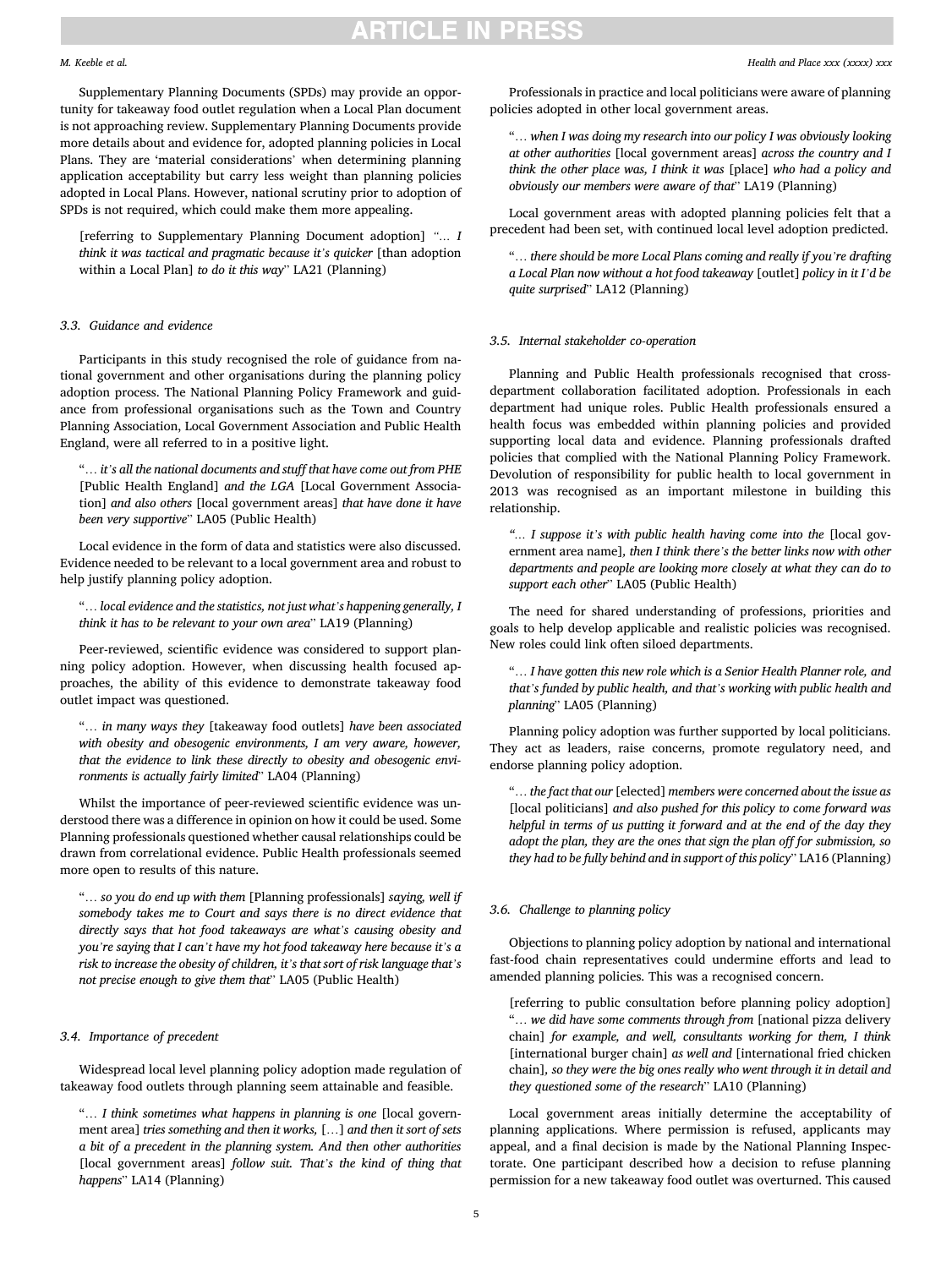Supplementary Planning Documents (SPDs) may provide an opportunity for takeaway food outlet regulation when a Local Plan document is not approaching review. Supplementary Planning Documents provide more details about and evidence for, adopted planning policies in Local Plans. They are 'material considerations' when determining planning application acceptability but carry less weight than planning policies adopted in Local Plans. However, national scrutiny prior to adoption of SPDs is not required, which could make them more appealing.

> [referring to Supplementary Planning Document adoption] *"… I think it was tactical and pragmatic because it's quicker* [than adoption within a Local Plan] *to do it this way*" LA21 (Planning)

### 3.3. Guidance and evidence

Participants in this study recognised the role of guidance from national government and other organisations during the planning policy adoption process. The National Planning Policy Framework and guidance from professional organisations such as the Town and Country Planning Association, Local Government Association and Public Health England, were all referred to in a positive light.

> "*… it's all the national documents and stuff that have come out from PHE* [Public Health England] *and the LGA* [Local Government Association] *and also others* [local government areas] *that have done it have been very supportive*" LA05 (Public Health)

Local evidence in the form of data and statistics were also discussed. Evidence needed to be relevant to a local government area and robust to help justify planning policy adoption.

> "*… local evidence and the statistics, not just what's happening generally, I think it has to be relevant to your own area*" LA19 (Planning)

Peer-reviewed, scientific evidence was considered to support planning policy adoption. However, when discussing health focused approaches, the ability of this evidence to demonstrate takeaway food outlet impact was questioned.

> "*… in many ways they* [takeaway food outlets] *have been associated with obesity and obesogenic environments, I am very aware, however, that the evidence to link these directly to obesity and obesogenic environments is actually fairly limited*" LA04 (Planning)

Whilst the importance of peer-reviewed scientific evidence was understood there was a difference in opinion on how it could be used. Some Planning professionals questioned whether causal relationships could be drawn from correlational evidence. Public Health professionals seemed more open to results of this nature.

> "*… so you do end up with them* [Planning professionals] *saying, well if somebody takes me to Court and says there is no direct evidence that directly says that hot food takeaways are what's causing obesity and you're saying that I can't have my hot food takeaway here because it's a risk to increase the obesity of children, it's that sort of risk language that's not precise enough to give them that*" LA05 (Public Health)

### 3.4. Importance of precedent

Widespread local level planning policy adoption made regulation of takeaway food outlets through planning seem attainable and feasible.

> "*… I think sometimes what happens in planning is one* [local government area] *tries something and then it works,* […] *and then it sort of sets a bit of a precedent in the planning system. And then other authorities* [local government areas] *follow suit. That's the kind of thing that happens*" LA14 (Planning)

Professionals in practice and local politicians were aware of planning policies adopted in other local government areas.

> "*… when I was doing my research into our policy I was obviously looking at other authorities* [local government areas] *across the country and I think the other place was, I think it was* [place] *who had a policy and obviously our members were aware of that*" LA19 (Planning)

Local government areas with adopted planning policies felt that a precedent had been set, with continued local level adoption predicted.

> "*… there should be more Local Plans coming and really if you're drafting a Local Plan now without a hot food takeaway* [outlet] *policy in it I'd be quite surprised*" LA12 (Planning)

### 3.5. Internal stakeholder co-operation

Planning and Public Health professionals recognised that cross-department collaboration facilitated adoption. Professionals in each department had unique roles. Public Health professionals ensured a health focus was embedded within planning policies and provided supporting local data and evidence. Planning professionals drafted policies that complied with the National Planning Policy Framework. Devolution of responsibility for public health to local government in 2013 was recognised as an important milestone in building this relationship.

> *"… I suppose it's with public health having come into the* [local government area name], *then I think there's the better links now with other departments and people are looking more closely at what they can do to support each other*" LA05 (Public Health)

The need for shared understanding of professions, priorities and goals to help develop applicable and realistic policies was recognised. New roles could link often siloed departments.

> "*… I have gotten this new role which is a Senior Health Planner role, and that's funded by public health, and that's working with public health and planning*" LA05 (Planning)

Planning policy adoption was further supported by local politicians. They act as leaders, raise concerns, promote regulatory need, and endorse planning policy adoption.

> "*… the fact that our* [elected] *members were concerned about the issue as* [local politicians] *and also pushed for this policy to come forward was helpful in terms of us putting it forward and at the end of the day they adopt the plan, they are the ones that sign the plan off for submission, so they had to be fully behind and in support of this policy*" LA16 (Planning)

### 3.6. Challenge to planning policy

Objections to planning policy adoption by national and international fast-food chain representatives could undermine efforts and lead to amended planning policies. This was a recognised concern.

> [referring to public consultation before planning policy adoption] "*… we did have some comments through from* [national pizza delivery chain] *for example, and well, consultants working for them, I think* [international burger chain] *as well and* [international fried chicken chain]*, so they were the big ones really who went through it in detail and they questioned some of the research*" LA10 (Planning)

Local government areas initially determine the acceptability of planning applications. Where permission is refused, applicants may appeal, and a final decision is made by the National Planning Inspectorate. One participant described how a decision to refuse planning permission for a new takeaway food outlet was overturned. This caused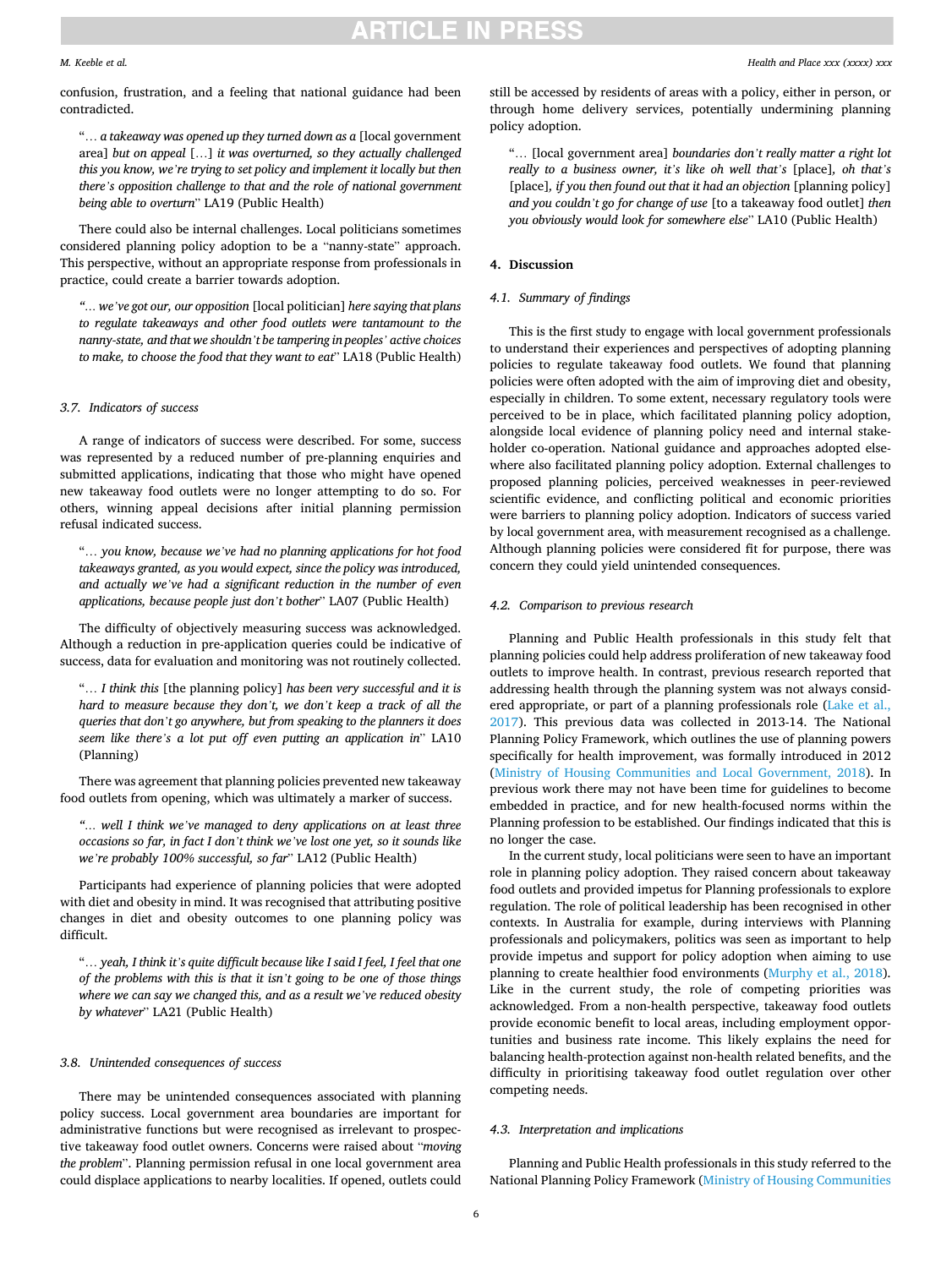confusion, frustration, and a feeling that national guidance had been contradicted.

> "… *a takeaway was opened up they turned down as a* [local government area] *but on appeal* […] *it was overturned, so they actually challenged this you know, we're trying to set policy and implement it locally but then there's opposition challenge to that and the role of national government being able to overturn*" LA19 (Public Health)

There could also be internal challenges. Local politicians sometimes considered planning policy adoption to be a "nanny-state" approach. This perspective, without an appropriate response from professionals in practice, could create a barrier towards adoption.

> *"… we've got our, our opposition* [local politician] *here saying that plans to regulate takeaways and other food outlets were tantamount to the nanny-state, and that we shouldn't be tampering in peoples' active choices to make, to choose the food that they want to eat*" LA18 (Public Health)

### 3.7. Indicators of success

A range of indicators of success were described. For some, success was represented by a reduced number of pre-planning enquiries and submitted applications, indicating that those who might have opened new takeaway food outlets were no longer attempting to do so. For others, winning appeal decisions after initial planning permission refusal indicated success.

> "… *you know, because we've had no planning applications for hot food takeaways granted, as you would expect, since the policy was introduced, and actually we've had a significant reduction in the number of even applications, because people just don't bother*" LA07 (Public Health)

The difficulty of objectively measuring success was acknowledged. Although a reduction in pre-application queries could be indicative of success, data for evaluation and monitoring was not routinely collected.

> "… *I think this* [the planning policy] *has been very successful and it is hard to measure because they don't, we don't keep a track of all the queries that don't go anywhere, but from speaking to the planners it does seem like there's a lot put off even putting an application in*" LA10 (Planning)

There was agreement that planning policies prevented new takeaway food outlets from opening, which was ultimately a marker of success.

> *"… well I think we've managed to deny applications on at least three occasions so far, in fact I don't think we've lost one yet, so it sounds like we're probably 100% successful, so far*" LA12 (Public Health)

Participants had experience of planning policies that were adopted with diet and obesity in mind. It was recognised that attributing positive changes in diet and obesity outcomes to one planning policy was difficult.

> "… *yeah, I think it's quite difficult because like I said I feel, I feel that one of the problems with this is that it isn't going to be one of those things where we can say we changed this, and as a result we've reduced obesity by whatever*" LA21 (Public Health)

### 3.8. Unintended consequences of success

There may be unintended consequences associated with planning policy success. Local government area boundaries are important for administrative functions but were recognised as irrelevant to prospective takeaway food outlet owners. Concerns were raised about "*moving the problem*". Planning permission refusal in one local government area could displace applications to nearby localities. If opened, outlets could still be accessed by residents of areas with a policy, either in person, or through home delivery services, potentially undermining planning policy adoption.

> "… [local government area] *boundaries don't really matter a right lot really to a business owner, it's like oh well that's* [place], *oh that's* [place], *if you then found out that it had an objection* [planning policy] *and you couldn't go for change of use* [to a takeaway food outlet] *then you obviously would look for somewhere else*" LA10 (Public Health)

## 4. Discussion

### 4.1. Summary of findings

This is the first study to engage with local government professionals to understand their experiences and perspectives of adopting planning policies to regulate takeaway food outlets. We found that planning policies were often adopted with the aim of improving diet and obesity, especially in children. To some extent, necessary regulatory tools were perceived to be in place, which facilitated planning policy adoption, alongside local evidence of planning policy need and internal stakeholder co-operation. National guidance and approaches adopted elsewhere also facilitated planning policy adoption. External challenges to proposed planning policies, perceived weaknesses in peer-reviewed scientific evidence, and conflicting political and economic priorities were barriers to planning policy adoption. Indicators of success varied by local government area, with measurement recognised as a challenge. Although planning policies were considered fit for purpose, there was concern they could yield unintended consequences.

### 4.2. Comparison to previous research

Planning and Public Health professionals in this study felt that planning policies could help address proliferation of new takeaway food outlets to improve health. In contrast, previous research reported that addressing health through the planning system was not always considered appropriate, or part of a planning professionals role (Lake et al., 2017). This previous data was collected in 2013-14. The National Planning Policy Framework, which outlines the use of planning powers specifically for health improvement, was formally introduced in 2012 (Ministry of Housing Communities and Local Government, 2018). In previous work there may not have been time for guidelines to become embedded in practice, and for new health-focused norms within the Planning profession to be established. Our findings indicated that this is no longer the case.

In the current study, local politicians were seen to have an important role in planning policy adoption. They raised concern about takeaway food outlets and provided impetus for Planning professionals to explore regulation. The role of political leadership has been recognised in other contexts. In Australia for example, during interviews with Planning professionals and policymakers, politics was seen as important to help provide impetus and support for policy adoption when aiming to use planning to create healthier food environments (Murphy et al., 2018). Like in the current study, the role of competing priorities was acknowledged. From a non-health perspective, takeaway food outlets provide economic benefit to local areas, including employment opportunities and business rate income. This likely explains the need for balancing health-protection against non-health related benefits, and the difficulty in prioritising takeaway food outlet regulation over other competing needs.

### 4.3. Interpretation and implications

Planning and Public Health professionals in this study referred to the National Planning Policy Framework (Ministry of Housing Communities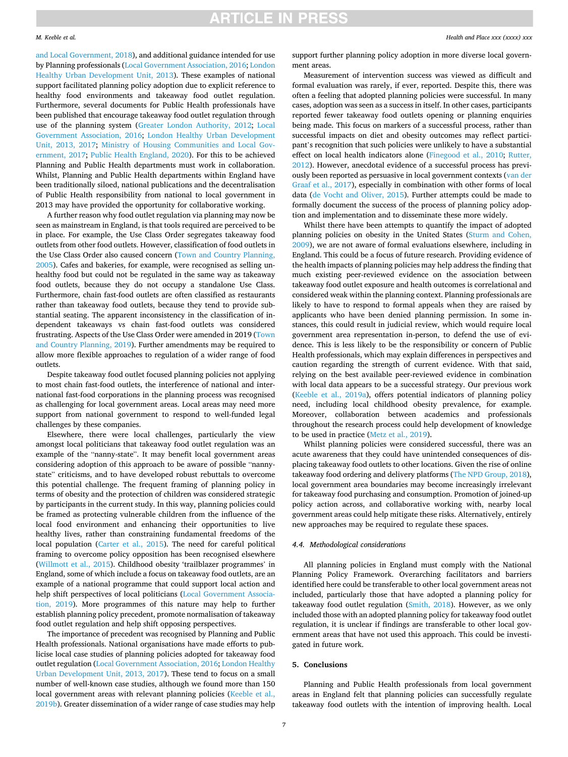and Local Government, 2018), and additional guidance intended for use by Planning professionals (Local Government Association, 2016; London Healthy Urban Development Unit, 2013). These examples of national support facilitated planning policy adoption due to explicit reference to healthy food environments and takeaway food outlet regulation. Furthermore, several documents for Public Health professionals have been published that encourage takeaway food outlet regulation through use of the planning system (Greater London Authority, 2012; Local Government Association, 2016; London Healthy Urban Development Unit, 2013, 2017; Ministry of Housing Communities and Local Government, 2017; Public Health England, 2020). For this to be achieved Planning and Public Health departments must work in collaboration. Whilst, Planning and Public Health departments within England have been traditionally siloed, national publications and the decentralisation of Public Health responsibility from national to local government in 2013 may have provided the opportunity for collaborative working.

A further reason why food outlet regulation via planning may now be seen as mainstream in England, is that tools required are perceived to be in place. For example, the Use Class Order segregates takeaway food outlets from other food outlets. However, classification of food outlets in the Use Class Order also caused concern (Town and Country Planning, 2005). Cafes and bakeries, for example, were recognised as selling unhealthy food but could not be regulated in the same way as takeaway food outlets, because they do not occupy a standalone Use Class. Furthermore, chain fast-food outlets are often classified as restaurants rather than takeaway food outlets, because they tend to provide substantial seating. The apparent inconsistency in the classification of independent takeaways vs chain fast-food outlets was considered frustrating. Aspects of the Use Class Order were amended in 2019 (Town and Country Planning, 2019). Further amendments may be required to allow more flexible approaches to regulation of a wider range of food outlets.

Despite takeaway food outlet focused planning policies not applying to most chain fast-food outlets, the interference of national and international fast-food corporations in the planning process was recognised as challenging for local government areas. Local areas may need more support from national government to respond to well-funded legal challenges by these companies.

Elsewhere, there were local challenges, particularly the view amongst local politicians that takeaway food outlet regulation was an example of the "nanny-state". It may benefit local government areas considering adoption of this approach to be aware of possible "nanny-state" criticisms, and to have developed robust rebuttals to overcome this potential challenge. The frequent framing of planning policy in terms of obesity and the protection of children was considered strategic by participants in the current study. In this way, planning policies could be framed as protecting vulnerable children from the influence of the local food environment and enhancing their opportunities to live healthy lives, rather than constraining fundamental freedoms of the local population (Carter et al., 2015). The need for careful political framing to overcome policy opposition has been recognised elsewhere (Willmott et al., 2015). Childhood obesity 'trailblazer programmes' in England, some of which include a focus on takeaway food outlets, are an example of a national programme that could support local action and help shift perspectives of local politicians (Local Government Association, 2019). More programmes of this nature may help to further establish planning policy precedent, promote normalisation of takeaway food outlet regulation and help shift opposing perspectives.

The importance of precedent was recognised by Planning and Public Health professionals. National organisations have made efforts to publicise local case studies of planning policies adopted for takeaway food outlet regulation (Local Government Association, 2016; London Healthy Urban Development Unit, 2013, 2017). These tend to focus on a small number of well-known case studies, although we found more than 150 local government areas with relevant planning policies (Keeble et al., 2019b). Greater dissemination of a wider range of case studies may help support further planning policy adoption in more diverse local government areas.

Measurement of intervention success was viewed as difficult and formal evaluation was rarely, if ever, reported. Despite this, there was often a feeling that adopted planning policies were successful. In many cases, adoption was seen as a success in itself. In other cases, participants reported fewer takeaway food outlets opening or planning enquiries being made. This focus on markers of a successful process, rather than successful impacts on diet and obesity outcomes may reflect participant's recognition that such policies were unlikely to have a substantial effect on local health indicators alone (Finegood et al., 2010; Rutter, 2012). However, anecdotal evidence of a successful process has previously been reported as persuasive in local government contexts (van der Graaf et al., 2017), especially in combination with other forms of local data (de Vocht and Oliver, 2015). Further attempts could be made to formally document the success of the process of planning policy adoption and implementation and to disseminate these more widely.

Whilst there have been attempts to quantify the impact of adopted planning policies on obesity in the United States (Sturm and Cohen, 2009), we are not aware of formal evaluations elsewhere, including in England. This could be a focus of future research. Providing evidence of the health impacts of planning policies may help address the finding that much existing peer-reviewed evidence on the association between takeaway food outlet exposure and health outcomes is correlational and considered weak within the planning context. Planning professionals are likely to have to respond to formal appeals when they are raised by applicants who have been denied planning permission. In some instances, this could result in judicial review, which would require local government area representation in-person, to defend the use of evidence. This is less likely to be the responsibility or concern of Public Health professionals, which may explain differences in perspectives and caution regarding the strength of current evidence. With that said, relying on the best available peer-reviewed evidence in combination with local data appears to be a successful strategy. Our previous work (Keeble et al., 2019a), offers potential indicators of planning policy need, including local childhood obesity prevalence, for example. Moreover, collaboration between academics and professionals throughout the research process could help development of knowledge to be used in practice (Metz et al., 2019).

Whilst planning policies were considered successful, there was an acute awareness that they could have unintended consequences of displacing takeaway food outlets to other locations. Given the rise of online takeaway food ordering and delivery platforms (The NPD Group, 2018), local government area boundaries may become increasingly irrelevant for takeaway food purchasing and consumption. Promotion of joined-up policy action across, and collaborative working with, nearby local government areas could help mitigate these risks. Alternatively, entirely new approaches may be required to regulate these spaces.

### 4.4. Methodological considerations

All planning policies in England must comply with the National Planning Policy Framework. Overarching facilitators and barriers identified here could be transferable to other local government areas not included, particularly those that have adopted a planning policy for takeaway food outlet regulation (Smith, 2018). However, as we only included those with an adopted planning policy for takeaway food outlet regulation, it is unclear if findings are transferable to other local government areas that have not used this approach. This could be investigated in future work.

## 5. Conclusions

Planning and Public Health professionals from local government areas in England felt that planning policies can successfully regulate takeaway food outlets with the intention of improving health. Local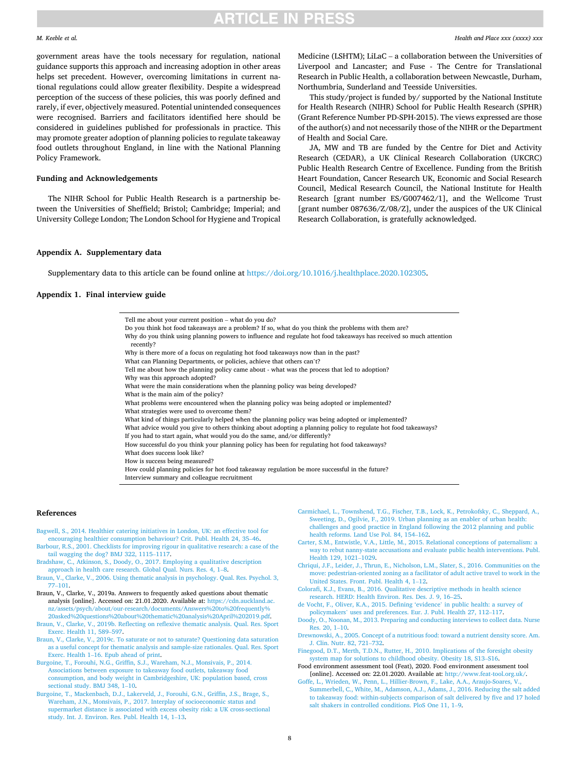government areas have the tools necessary for regulation, national guidance supports this approach and increasing adoption in other areas helps set precedent. However, overcoming limitations in current national regulations could allow greater flexibility. Despite a widespread perception of the success of these policies, this was poorly defined and rarely, if ever, objectively measured. Potential unintended consequences were recognised. Barriers and facilitators identified here should be considered in guidelines published for professionals in practice. This may promote greater adoption of planning policies to regulate takeaway food outlets throughout England, in line with the National Planning Policy Framework.

## Funding and Acknowledgements

The NIHR School for Public Health Research is a partnership between the Universities of Sheffield; Bristol; Cambridge; Imperial; and University College London; The London School for Hygiene and Tropical Medicine (LSHTM); LiLaC – a collaboration between the Universities of Liverpool and Lancaster; and Fuse - The Centre for Translational Research in Public Health, a collaboration between Newcastle, Durham, Northumbria, Sunderland and Teesside Universities.

This study/project is funded by/ supported by the National Institute for Health Research (NIHR) School for Public Health Research (SPHR) (Grant Reference Number PD-SPH-2015). The views expressed are those of the author(s) and not necessarily those of the NIHR or the Department of Health and Social Care.

JA, MW and TB are funded by the Centre for Diet and Activity Research (CEDAR), a UK Clinical Research Collaboration (UKCRC) Public Health Research Centre of Excellence. Funding from the British Heart Foundation, Cancer Research UK, Economic and Social Research Council, Medical Research Council, the National Institute for Health Research [grant number ES/G007462/1], and the Wellcome Trust [grant number 087636/Z/08/Z], under the auspices of the UK Clinical Research Collaboration, is gratefully acknowledged.

## Appendix A. Supplementary data

Supplementary data to this article can be found online at https://doi.org/10.1016/j.healthplace.2020.102305.

## Appendix 1. Final interview guide

| |
|---|
| Tell me about your current position – what do you do? |
| Do you think hot food takeaways are a problem? If so, what do you think the problems with them are? |
| Why do you think using planning powers to influence and regulate hot food takeaways has received so much attention recently? |
| Why is there more of a focus on regulating hot food takeaways now than in the past? |
| What can Planning Departments, or policies, achieve that others can't? |
| Tell me about how the planning policy came about - what was the process that led to adoption? |
| Why was this approach adopted? |
| What were the main considerations when the planning policy was being developed? |
| What is the main aim of the policy? |
| What problems were encountered when the planning policy was being adopted or implemented? |
| What strategies were used to overcome them? |
| What kind of things particularly helped when the planning policy was being adopted or implemented? |
| What advice would you give to others thinking about adopting a planning policy to regulate hot food takeaways? |
| If you had to start again, what would you do the same, and/or differently? |
| How successful do you think your planning policy has been for regulating hot food takeaways? |
| What does success look like? |
| How is success being measured? |
| How could planning policies for hot food takeaway regulation be more successful in the future? |
| Interview summary and colleague recruitment |

## References

Bagwell, S., 2014. Healthier catering initiatives in London, UK: an effective tool for encouraging healthier consumption behaviour? Crit. Publ. Health 24, 35–46.

Barbour, R.S., 2001. Checklists for improving rigour in qualitative research: a case of the tail wagging the dog? BMJ 322, 1115–1117.

Bradshaw, C., Atkinson, S., Doody, O., 2017. Employing a qualitative description approach in health care research. Global Qual. Nurs. Res. 4, 1–8.

Braun, V., Clarke, V., 2006. Using thematic analysis in psychology. Qual. Res. Psychol. 3, 77–101.

Braun, V., Clarke, V., 2019a. Answers to frequently asked questions about thematic analysis [online]. Accessed on: 21.01.2020. Available at: https://cdn.auckland.ac.nz/assets/psych/about/our-research/documents/Answers%20to%20frequently%20asked%20questions%20about%20thematic%20analysis%20April%202019.pdf.

Braun, V., Clarke, V., 2019b. Reflecting on reflexive thematic analysis. Qual. Res. Sport Exerc. Health 11, 589–597.

Braun, V., Clarke, V., 2019c. To saturate or not to saturate? Questioning data saturation as a useful concept for thematic analysis and sample-size rationales. Qual. Res. Sport Exerc. Health 1–16. Epub ahead of print.

Burgoine, T., Forouhi, N.G., Griffin, S.J., Wareham, N.J., Monsivais, P., 2014. Associations between exposure to takeaway food outlets, takeaway food consumption, and body weight in Cambridgeshire, UK: population based, cross sectional study. BMJ 348, 1–10.

Burgoine, T., Mackenbach, D.J., Lakerveld, J., Forouhi, G.N., Griffin, J.S., Brage, S., Wareham, J.N., Monsivais, P., 2017. Interplay of socioeconomic status and supermarket distance is associated with excess obesity risk: a UK cross-sectional study. Int. J. Environ. Res. Publ. Health 14, 1–13.

Carmichael, L., Townshend, T.G., Fischer, T.B., Lock, K., Petrokofsky, C., Sheppard, A., Sweeting, D., Ogilvie, F., 2019. Urban planning as an enabler of urban health: challenges and good practice in England following the 2012 planning and public health reforms. Land Use Pol. 84, 154–162.

Carter, S.M., Entwistle, V.A., Little, M., 2015. Relational conceptions of paternalism: a way to rebut nanny-state accusations and evaluate public health interventions. Publ. Health 129, 1021–1029.

Chriqui, J.F., Leider, J., Thrun, E., Nicholson, L.M., Slater, S., 2016. Communities on the move: pedestrian-oriented zoning as a facilitator of adult active travel to work in the United States. Front. Publ. Health 4, 1–12.

Colorafi, K.J., Evans, B., 2016. Qualitative descriptive methods in health science research. HERD: Health Environ. Res. Des. J. 9, 16–25.

de Vocht, F., Oliver, K.A., 2015. Defining 'evidence' in public health: a survey of policymakers' uses and preferences. Eur. J. Publ. Health 27, 112–117.

Doody, O., Noonan, M., 2013. Preparing and conducting interviews to collect data. Nurse Res. 20, 1–10.

Drewnowski, A., 2005. Concept of a nutritious food: toward a nutrient density score. Am. J. Clin. Nutr. 82, 721–732.

Finegood, D.T., Merth, T.D.N., Rutter, H., 2010. Implications of the foresight obesity system map for solutions to childhood obesity. Obesity 18, S13–S16.

Food environment assessment tool (Feat), 2020. Food environment assessment tool [online]. Accessed on: 22.01.2020. Available at: http://www.feat-tool.org.uk/.

Goffe, L., Wrieden, W., Penn, L., Hillier-Brown, F., Lake, A.A., Araujo-Soares, V., Summerbell, C., White, M., Adamson, A.J., Adams, J., 2016. Reducing the salt added to takeaway food: within-subjects comparison of salt delivered by five and 17 holed salt shakers in controlled conditions. PloS One 11, 1–9.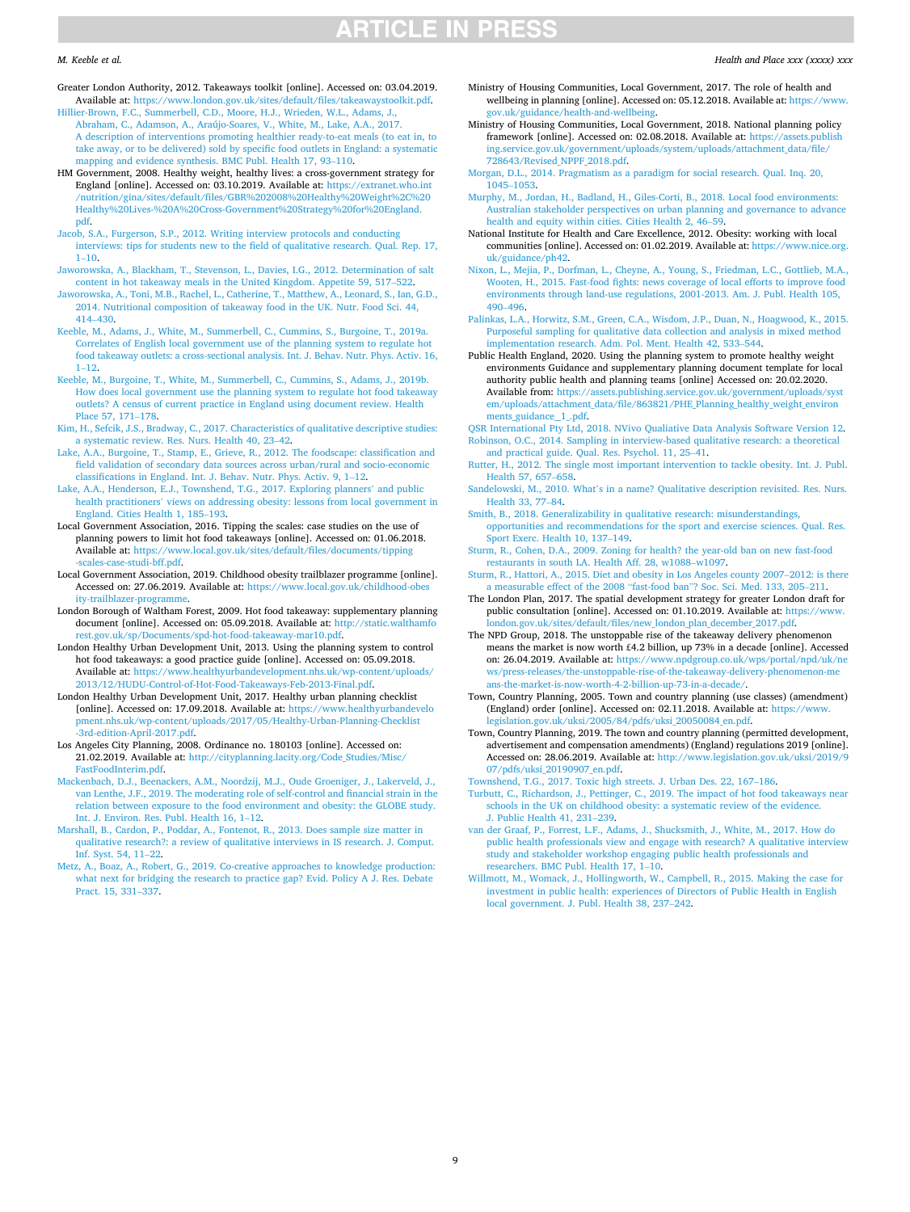Greater London Authority, 2012. Takeaways toolkit [online]. Accessed on: 03.04.2019. Available at: https://www.london.gov.uk/sites/default/files/takeawaystoolkit.pdf.

Hillier-Brown, F.C., Summerbell, C.D., Moore, H.J., Wrieden, W.L., Adams, J., Abraham, C., Adamson, A., Araújo-Soares, V., White, M., Lake, A.A., 2017. A description of interventions promoting healthier ready-to-eat meals (to eat in, to take away, or to be delivered) sold by specific food outlets in England: a systematic mapping and evidence synthesis. BMC Publ. Health 17, 93–110.

HM Government, 2008. Healthy weight, healthy lives: a cross-government strategy for England [online]. Accessed on: 03.10.2019. Available at: https://extranet.who.int/nutrition/gina/sites/default/files/GBR%202008%20Healthy%20Weight%2C%20Healthy%20Lives-%20A%20Cross-Government%20Strategy%20for%20England.pdf.

Jacob, S.A., Furgerson, S.P., 2012. Writing interview protocols and conducting interviews: tips for students new to the field of qualitative research. Qual. Rep. 17, 1–10.

Jaworowska, A., Blackham, T., Stevenson, L., Davies, I.G., 2012. Determination of salt content in hot takeaway meals in the United Kingdom. Appetite 59, 517–522.

Jaworowska, A., Toni, M.B., Rachel, L., Catherine, T., Matthew, A., Leonard, S., Ian, G.D., 2014. Nutritional composition of takeaway food in the UK. Nutr. Food Sci. 44, 414–430.

Keeble, M., Adams, J., White, M., Summerbell, C., Cummins, S., Burgoine, T., 2019a. Correlates of English local government use of the planning system to regulate hot food takeaway outlets: a cross-sectional analysis. Int. J. Behav. Nutr. Phys. Activ. 16, 1–12.

Keeble, M., Burgoine, T., White, M., Summerbell, C., Cummins, S., Adams, J., 2019b. How does local government use the planning system to regulate hot food takeaway outlets? A census of current practice in England using document review. Health Place 57, 171–178.

Kim, H., Sefcik, J.S., Bradway, C., 2017. Characteristics of qualitative descriptive studies: a systematic review. Res. Nurs. Health 40, 23–42.

Lake, A.A., Burgoine, T., Stamp, E., Grieve, R., 2012. The foodscape: classification and field validation of secondary data sources across urban/rural and socio-economic classifications in England. Int. J. Behav. Nutr. Phys. Activ. 9, 1–12.

Lake, A.A., Henderson, E.J., Townshend, T.G., 2017. Exploring planners' and public health practitioners' views on addressing obesity: lessons from local government in England. Cities Health 1, 185–193.

Local Government Association, 2016. Tipping the scales: case studies on the use of planning powers to limit hot food takeaways [online]. Accessed on: 01.06.2018. Available at: https://www.local.gov.uk/sites/default/files/documents/tipping-scales-case-studi-bff.pdf.

Local Government Association, 2019. Childhood obesity trailblazer programme [online]. Accessed on: 27.06.2019. Available at: https://www.local.gov.uk/childhood-obesity-trailblazer-programme.

London Borough of Waltham Forest, 2009. Hot food takeaway: supplementary planning document [online]. Accessed on: 05.09.2018. Available at: http://static.walthamforest.gov.uk/sp/Documents/spd-hot-food-takeaway-mar10.pdf.

London Healthy Urban Development Unit, 2013. Using the planning system to control hot food takeaways: a good practice guide [online]. Accessed on: 05.09.2018. Available at: https://www.healthyurbandevelopment.nhs.uk/wp-content/uploads/2013/12/HUDU-Control-of-Hot-Food-Takeaways-Feb-2013-Final.pdf.

London Healthy Urban Development Unit, 2017. Healthy urban planning checklist [online]. Accessed on: 17.09.2018. Available at: https://www.healthyurbandevelopment.nhs.uk/wp-content/uploads/2017/05/Healthy-Urban-Planning-Checklist-3rd-edition-April-2017.pdf.

Los Angeles City Planning, 2008. Ordinance no. 180103 [online]. Accessed on: 21.02.2019. Available at: http://cityplanning.lacity.org/Code_Studies/Misc/FastFoodInterim.pdf.

Mackenbach, D.J., Beenackers, A.M., Noordzij, M.J., Oude Groeniger, J., Lakerveld, J., van Lenthe, J.F., 2019. The moderating role of self-control and financial strain in the relation between exposure to the food environment and obesity: the GLOBE study. Int. J. Environ. Res. Publ. Health 16, 1–12.

Marshall, B., Cardon, P., Poddar, A., Fontenot, R., 2013. Does sample size matter in qualitative research?: a review of qualitative interviews in IS research. J. Comput. Inf. Syst. 54, 11–22.

Metz, A., Boaz, A., Robert, G., 2019. Co-creative approaches to knowledge production: what next for bridging the research to practice gap? Evid. Policy A J. Res. Debate Pract. 15, 331–337.

Ministry of Housing Communities, Local Government, 2017. The role of health and wellbeing in planning [online]. Accessed on: 05.12.2018. Available at: https://www.gov.uk/guidance/health-and-wellbeing.

Ministry of Housing Communities, Local Government, 2018. National planning policy framework [online]. Accessed on: 02.08.2018. Available at: https://assets.publishing.service.gov.uk/government/uploads/system/uploads/attachment_data/file/728643/Revised_NPPF_2018.pdf.

Morgan, D.L., 2014. Pragmatism as a paradigm for social research. Qual. Inq. 20, 1045–1053.

Murphy, M., Jordan, H., Badland, H., Giles-Corti, B., 2018. Local food environments: Australian stakeholder perspectives on urban planning and governance to advance health and equity within cities. Cities Health 2, 46–59.

National Institute for Health and Care Excellence, 2012. Obesity: working with local communities [online]. Accessed on: 01.02.2019. Available at: https://www.nice.org.uk/guidance/ph42.

Nixon, L., Mejia, P., Dorfman, L., Cheyne, A., Young, S., Friedman, L.C., Gottlieb, M.A., Wooten, H., 2015. Fast-food fights: news coverage of local efforts to improve food environments through land-use regulations, 2001-2013. Am. J. Publ. Health 105, 490–496.

Palinkas, L.A., Horwitz, S.M., Green, C.A., Wisdom, J.P., Duan, N., Hoagwood, K., 2015. Purposeful sampling for qualitative data collection and analysis in mixed method implementation research. Adm. Pol. Ment. Health 42, 533–544.

Public Health England, 2020. Using the planning system to promote healthy weight environments Guidance and supplementary planning document template for local authority public health and planning teams [online] Accessed on: 20.02.2020. Available from: https://assets.publishing.service.gov.uk/government/uploads/system/uploads/attachment_data/file/863821/PHE_Planning_healthy_weight_environments_guidance__1_.pdf.

QSR International Pty Ltd, 2018. NVivo Qualiative Data Analysis Software Version 12.

Robinson, O.C., 2014. Sampling in interview-based qualitative research: a theoretical and practical guide. Qual. Res. Psychol. 11, 25–41.

Rutter, H., 2012. The single most important intervention to tackle obesity. Int. J. Publ. Health 57, 657–658.

Sandelowski, M., 2010. What's in a name? Qualitative description revisited. Res. Nurs. Health 33, 77–84.

Smith, B., 2018. Generalizability in qualitative research: misunderstandings, opportunities and recommendations for the sport and exercise sciences. Qual. Res. Sport Exerc. Health 10, 137–149.

Sturm, R., Cohen, D.A., 2009. Zoning for health? the year-old ban on new fast-food restaurants in south LA. Health Aff. 28, w1088–w1097.

Sturm, R., Hattori, A., 2015. Diet and obesity in Los Angeles county 2007–2012: is there a measurable effect of the 2008 "fast-food ban"? Soc. Sci. Med. 133, 205–211.

The London Plan, 2017. The spatial development strategy for greater London draft for public consultation [online]. Accessed on: 01.10.2019. Available at: https://www.london.gov.uk/sites/default/files/new_london_plan_december_2017.pdf.

The NPD Group, 2018. The unstoppable rise of the takeaway delivery phenomenon means the market is now worth £4.2 billion, up 73% in a decade [online]. Accessed on: 26.04.2019. Available at: https://www.npdgroup.co.uk/wps/portal/npd/uk/news/press-releases/the-unstoppable-rise-of-the-takeaway-delivery-phenomenon-means-the-market-is-now-worth-4-2-billion-up-73-in-a-decade/.

Town, Country Planning, 2005. Town and country planning (use classes) (amendment) (England) order [online]. Accessed on: 02.11.2018. Available at: https://www.legislation.gov.uk/uksi/2005/84/pdfs/uksi_20050084_en.pdf.

Town, Country Planning, 2019. The town and country planning (permitted development, advertisement and compensation amendments) (England) regulations 2019 [online]. Accessed on: 28.06.2019. Available at: http://www.legislation.gov.uk/uksi/2019/907/pdfs/uksi_20190907_en.pdf.

Townshend, T.G., 2017. Toxic high streets. J. Urban Des. 22, 167–186.

Turbutt, C., Richardson, J., Pettinger, C., 2019. The impact of hot food takeaways near schools in the UK on childhood obesity: a systematic review of the evidence. J. Public Health 41, 231–239.

van der Graaf, P., Forrest, L.F., Adams, J., Shucksmith, J., White, M., 2017. How do public health professionals view and engage with research? A qualitative interview study and stakeholder workshop engaging public health professionals and researchers. BMC Publ. Health 17, 1–10.

Willmott, M., Womack, J., Hollingworth, W., Campbell, R., 2015. Making the case for investment in public health: experiences of Directors of Public Health in English local government. J. Publ. Health 38, 237–242.